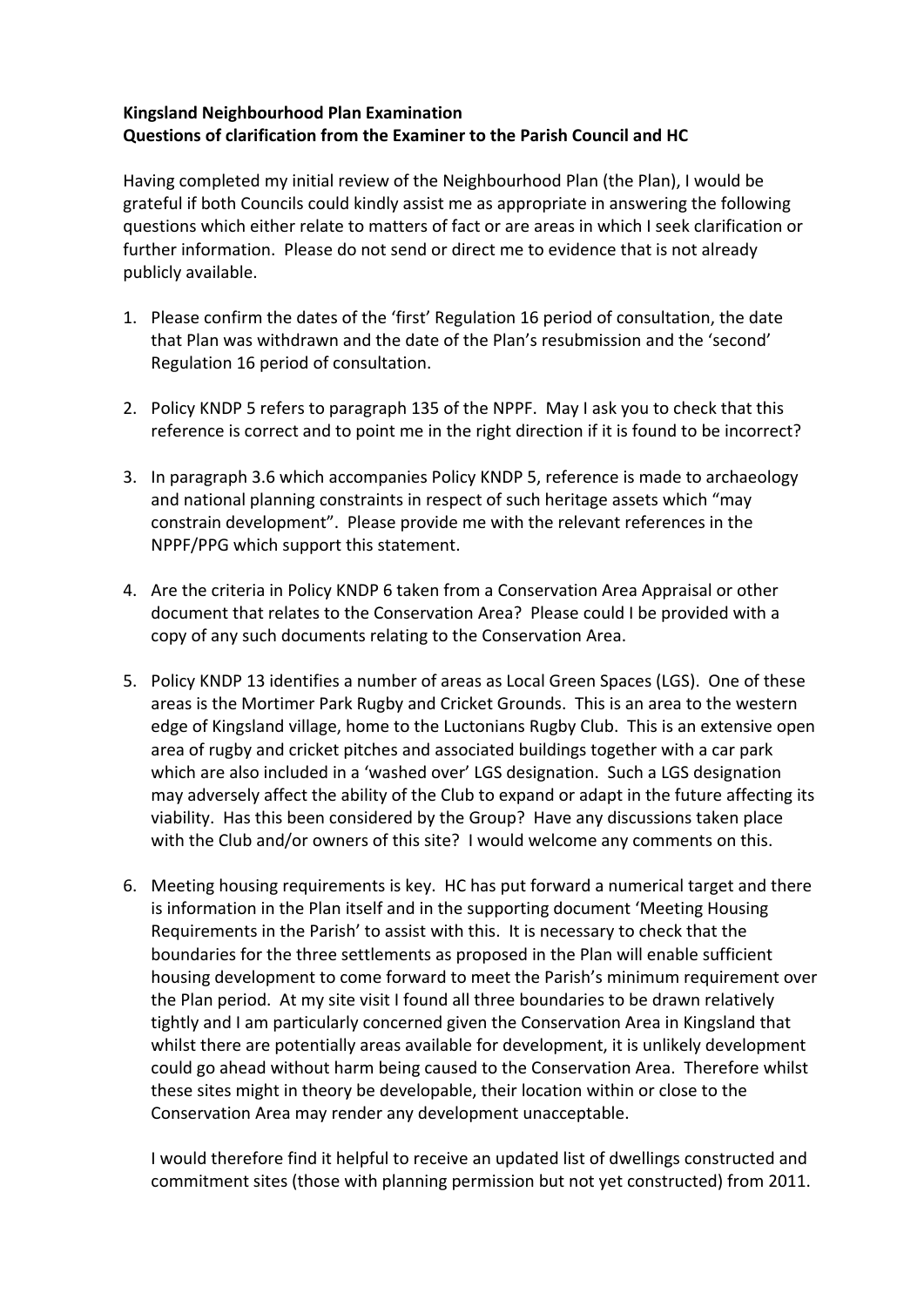**Kingsland Neighbourhood Plan Examination**
**Questions of clarification from the Examiner to the Parish Council and HC**

Having completed my initial review of the Neighbourhood Plan (the Plan), I would be grateful if both Councils could kindly assist me as appropriate in answering the following questions which either relate to matters of fact or are areas in which I seek clarification or further information. Please do not send or direct me to evidence that is not already publicly available.

1. Please confirm the dates of the 'first' Regulation 16 period of consultation, the date that Plan was withdrawn and the date of the Plan's resubmission and the 'second' Regulation 16 period of consultation.

2. Policy KNDP 5 refers to paragraph 135 of the NPPF. May I ask you to check that this reference is correct and to point me in the right direction if it is found to be incorrect?

3. In paragraph 3.6 which accompanies Policy KNDP 5, reference is made to archaeology and national planning constraints in respect of such heritage assets which "may constrain development". Please provide me with the relevant references in the NPPF/PPG which support this statement.

4. Are the criteria in Policy KNDP 6 taken from a Conservation Area Appraisal or other document that relates to the Conservation Area? Please could I be provided with a copy of any such documents relating to the Conservation Area.

5. Policy KNDP 13 identifies a number of areas as Local Green Spaces (LGS). One of these areas is the Mortimer Park Rugby and Cricket Grounds. This is an area to the western edge of Kingsland village, home to the Luctonians Rugby Club. This is an extensive open area of rugby and cricket pitches and associated buildings together with a car park which are also included in a 'washed over' LGS designation. Such a LGS designation may adversely affect the ability of the Club to expand or adapt in the future affecting its viability. Has this been considered by the Group? Have any discussions taken place with the Club and/or owners of this site? I would welcome any comments on this.

6. Meeting housing requirements is key. HC has put forward a numerical target and there is information in the Plan itself and in the supporting document 'Meeting Housing Requirements in the Parish' to assist with this. It is necessary to check that the boundaries for the three settlements as proposed in the Plan will enable sufficient housing development to come forward to meet the Parish's minimum requirement over the Plan period. At my site visit I found all three boundaries to be drawn relatively tightly and I am particularly concerned given the Conservation Area in Kingsland that whilst there are potentially areas available for development, it is unlikely development could go ahead without harm being caused to the Conservation Area. Therefore whilst these sites might in theory be developable, their location within or close to the Conservation Area may render any development unacceptable.

   I would therefore find it helpful to receive an updated list of dwellings constructed and commitment sites (those with planning permission but not yet constructed) from 2011.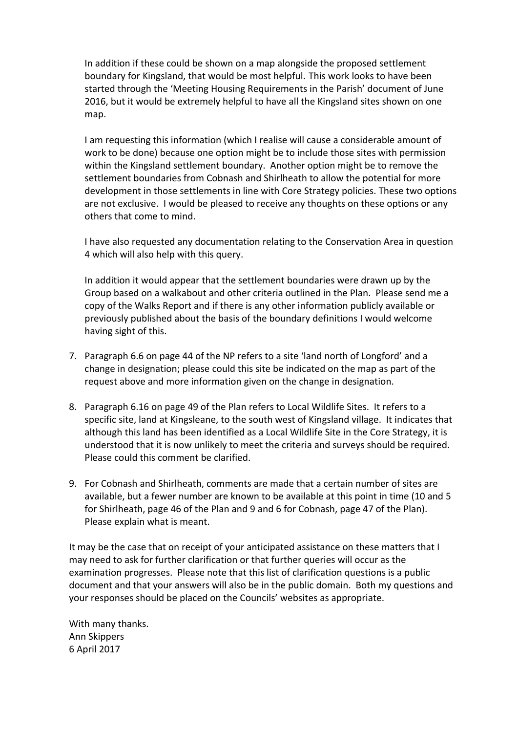In addition if these could be shown on a map alongside the proposed settlement boundary for Kingsland, that would be most helpful. This work looks to have been started through the 'Meeting Housing Requirements in the Parish' document of June 2016, but it would be extremely helpful to have all the Kingsland sites shown on one map.

I am requesting this information (which I realise will cause a considerable amount of work to be done) because one option might be to include those sites with permission within the Kingsland settlement boundary. Another option might be to remove the settlement boundaries from Cobnash and Shirlheath to allow the potential for more development in those settlements in line with Core Strategy policies. These two options are not exclusive. I would be pleased to receive any thoughts on these options or any others that come to mind.

I have also requested any documentation relating to the Conservation Area in question 4 which will also help with this query.

In addition it would appear that the settlement boundaries were drawn up by the Group based on a walkabout and other criteria outlined in the Plan. Please send me a copy of the Walks Report and if there is any other information publicly available or previously published about the basis of the boundary definitions I would welcome having sight of this.

7. Paragraph 6.6 on page 44 of the NP refers to a site 'land north of Longford' and a change in designation; please could this site be indicated on the map as part of the request above and more information given on the change in designation.

8. Paragraph 6.16 on page 49 of the Plan refers to Local Wildlife Sites. It refers to a specific site, land at Kingsleane, to the south west of Kingsland village. It indicates that although this land has been identified as a Local Wildlife Site in the Core Strategy, it is understood that it is now unlikely to meet the criteria and surveys should be required. Please could this comment be clarified.

9. For Cobnash and Shirlheath, comments are made that a certain number of sites are available, but a fewer number are known to be available at this point in time (10 and 5 for Shirlheath, page 46 of the Plan and 9 and 6 for Cobnash, page 47 of the Plan). Please explain what is meant.

It may be the case that on receipt of your anticipated assistance on these matters that I may need to ask for further clarification or that further queries will occur as the examination progresses. Please note that this list of clarification questions is a public document and that your answers will also be in the public domain. Both my questions and your responses should be placed on the Councils' websites as appropriate.

With many thanks.
Ann Skippers
6 April 2017